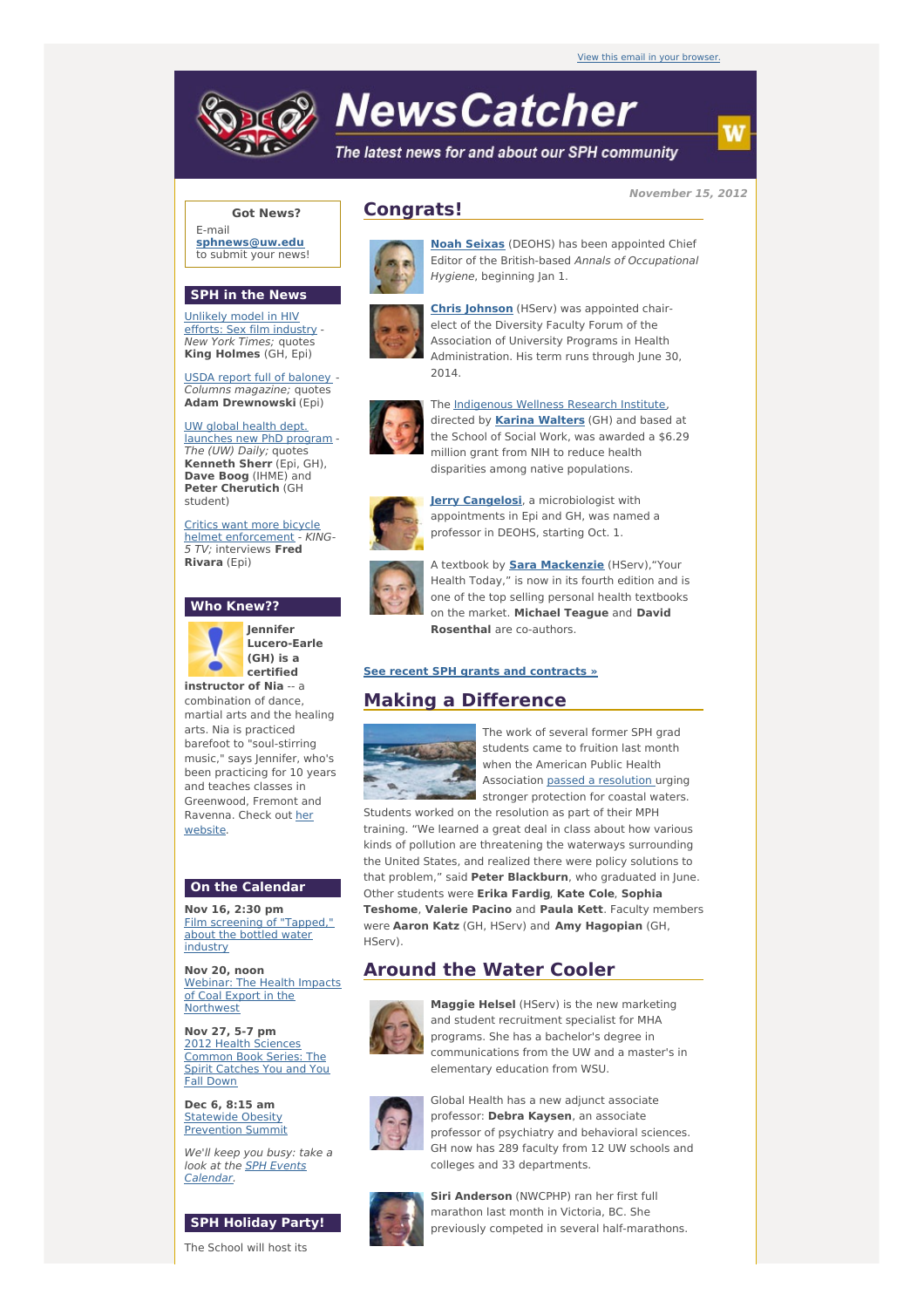View this email in your browser.

# NewsCatcher

*The latest news for and about our SPH community*

**November 15, 2012**

## Congrats!

**Noah Seixas** (DEOHS) has been appointed Chief Editor of the British-based *Annals of Occupational Hygiene*, beginning Jan 1.

**Chris Johnson** (HServ) was appointed chair-elect of the Diversity Faculty Forum of the Association of University Programs in Health Administration. His term runs through June 30, 2014.

The Indigenous Wellness Research Institute, directed by **Karina Walters** (GH) and based at the School of Social Work, was awarded a $6.29 million grant from NIH to reduce health disparities among native populations.

**Jerry Cangelosi**, a microbiologist with appointments in Epi and GH, was named a professor in DEOHS, starting Oct. 1.

A textbook by **Sara Mackenzie** (HServ),"Your Health Today," is now in its fourth edition and is one of the top selling personal health textbooks on the market. **Michael Teague** and **David Rosenthal** are co-authors.

**See recent SPH grants and contracts »**

## Making a Difference

The work of several former SPH grad students came to fruition last month when the American Public Health Association passed a resolution urging stronger protection for coastal waters. Students worked on the resolution as part of their MPH training. "We learned a great deal in class about how various kinds of pollution are threatening the waterways surrounding the United States, and realized there were policy solutions to that problem," said **Peter Blackburn**, who graduated in June. Other students were **Erika Fardig**, **Kate Cole**, **Sophia Teshome**, **Valerie Pacino** and **Paula Kett**. Faculty members were **Aaron Katz** (GH, HServ) and **Amy Hagopian** (GH, HServ).

## Around the Water Cooler

**Maggie Helsel** (HServ) is the new marketing and student recruitment specialist for MHA programs. She has a bachelor's degree in communications from the UW and a master's in elementary education from WSU.

Global Health has a new adjunct associate professor: **Debra Kaysen**, an associate professor of psychiatry and behavioral sciences. GH now has 289 faculty from 12 UW schools and colleges and 33 departments.

**Siri Anderson** (NWCPHP) ran her first full marathon last month in Victoria, BC. She previously competed in several half-marathons.

---

**Got News?**

E-mail **sphnews@uw.edu** to submit your news!

## SPH in the News

Unlikely model in HIV efforts: Sex film industry - *New York Times;* quotes **King Holmes** (GH, Epi)

USDA report full of baloney - *Columns magazine;* quotes **Adam Drewnowski** (Epi)

UW global health dept. launches new PhD program - *The (UW) Daily;* quotes **Kenneth Sherr** (Epi, GH), **Dave Boog** (IHME) and **Peter Cherutich** (GH student)

Critics want more bicycle helmet enforcement - *KING-5 TV;* interviews **Fred Rivara** (Epi)

## Who Knew??

**Jennifer Lucero-Earle (GH) is a certified instructor of Nia** -- a combination of dance, martial arts and the healing arts. Nia is practiced barefoot to "soul-stirring music," says Jennifer, who's been practicing for 10 years and teaches classes in Greenwood, Fremont and Ravenna. Check out her website.

## On the Calendar

**Nov 16, 2:30 pm**
Film screening of "Tapped," about the bottled water industry

**Nov 20, noon**
Webinar: The Health Impacts of Coal Export in the Northwest

**Nov 27, 5-7 pm**
2012 Health Sciences Common Book Series: The Spirit Catches You and You Fall Down

**Dec 6, 8:15 am**
Statewide Obesity Prevention Summit

*We'll keep you busy: take a look at the SPH Events Calendar.*

## SPH Holiday Party!

The School will host its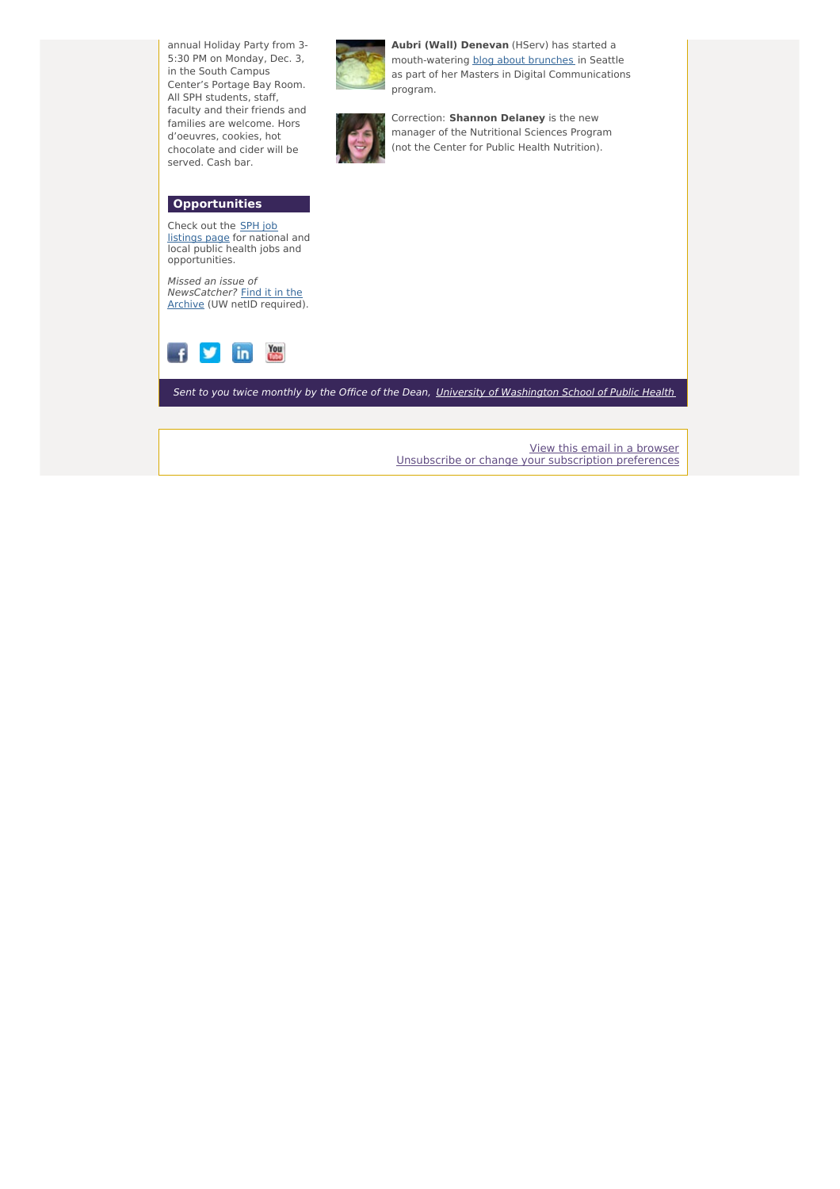annual Holiday Party from 3-5:30 PM on Monday, Dec. 3, in the South Campus Center's Portage Bay Room. All SPH students, staff, faculty and their friends and families are welcome. Hors d'oeuvres, cookies, hot chocolate and cider will be served. Cash bar.

**Aubri (Wall) Denevan** (HServ) has started a mouth-watering blog about brunches in Seattle as part of her Masters in Digital Communications program.

Correction: **Shannon Delaney** is the new manager of the Nutritional Sciences Program (not the Center for Public Health Nutrition).

## Opportunities

Check out the SPH job listings page for national and local public health jobs and opportunities.

*Missed an issue of NewsCatcher?* Find it in the Archive (UW netID required).

*Sent to you twice monthly by the Office of the Dean, University of Washington School of Public Health*

View this email in a browser
Unsubscribe or change your subscription preferences